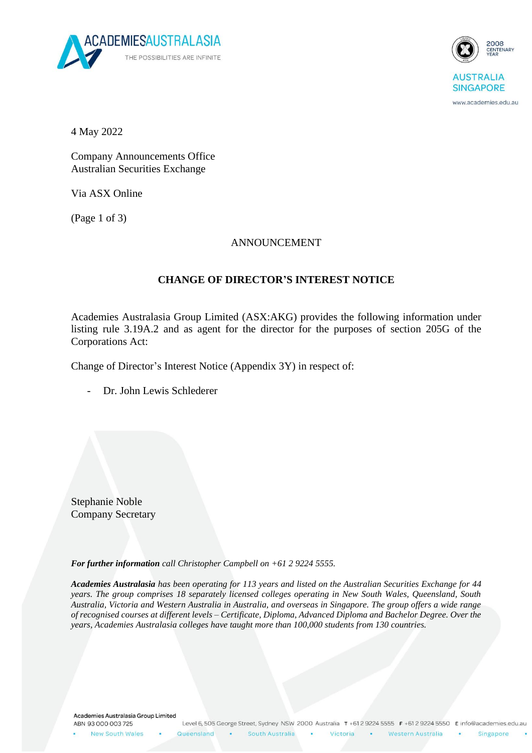4 May 2022

Company Announcements Office
Australian Securities Exchange

Via ASX Online

(Page 1 of 3)

ANNOUNCEMENT

## CHANGE OF DIRECTOR'S INTEREST NOTICE

Academies Australasia Group Limited (ASX:AKG) provides the following information under listing rule 3.19A.2 and as agent for the director for the purposes of section 205G of the Corporations Act:

Change of Director's Interest Notice (Appendix 3Y) in respect of:

- Dr. John Lewis Schlederer

Stephanie Noble
Company Secretary

***For further information** call Christopher Campbell on +61 2 9224 5555.*

***Academies Australasia** has been operating for 113 years and listed on the Australian Securities Exchange for 44 years. The group comprises 18 separately licensed colleges operating in New South Wales, Queensland, South Australia, Victoria and Western Australia in Australia, and overseas in Singapore. The group offers a wide range of recognised courses at different levels – Certificate, Diploma, Advanced Diploma and Bachelor Degree. Over the years, Academies Australasia colleges have taught more than 100,000 students from 130 countries.*

Academies Australasia Group Limited
ABN 93 000 003 725
Level 6, 505 George Street, Sydney NSW 2000 Australia T +61 2 9224 5555 F +61 2 9224 5550 E info@academies.edu.au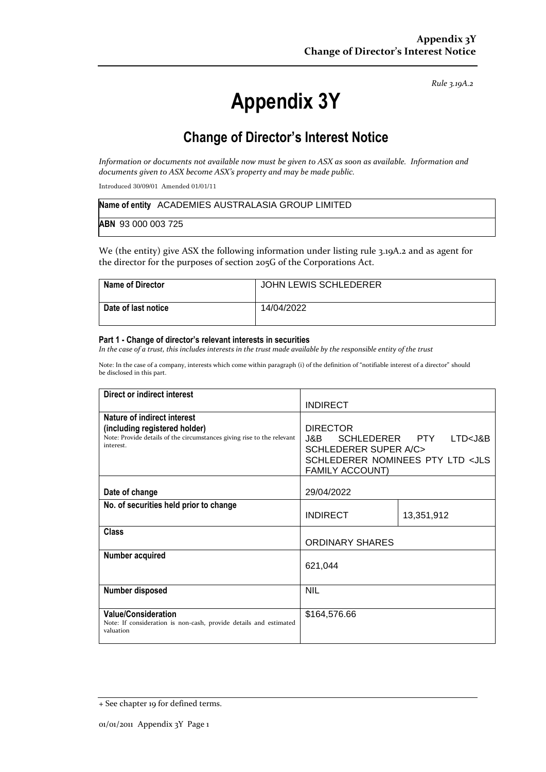*Rule 3.19A.2*

# Appendix 3Y

## Change of Director's Interest Notice

*Information or documents not available now must be given to ASX as soon as available. Information and documents given to ASX become ASX's property and may be made public.*

Introduced 30/09/01 Amended 01/01/11

| **Name of entity** ACADEMIES AUSTRALASIA GROUP LIMITED |
|---|
| **ABN** 93 000 003 725 |

We (the entity) give ASX the following information under listing rule 3.19A.2 and as agent for the director for the purposes of section 205G of the Corporations Act.

| **Name of Director** | JOHN LEWIS SCHLEDERER |
|---|---|
| **Date of last notice** | 14/04/2022 |

#### Part 1 - Change of director's relevant interests in securities

*In the case of a trust, this includes interests in the trust made available by the responsible entity of the trust*

Note: In the case of a company, interests which come within paragraph (i) of the definition of "notifiable interest of a director" should be disclosed in this part.

| **Direct or indirect interest** | INDIRECT | |
|---|---|---|
| **Nature of indirect interest (including registered holder)**<br>Note: Provide details of the circumstances giving rise to the relevant interest. | DIRECTOR<br>J&B SCHLEDERER PTY LTD<J&B SCHLEDERER SUPER A/C><br>SCHLEDERER NOMINEES PTY LTD <JLS FAMILY ACCOUNT) | |
| **Date of change** | 29/04/2022 | |
| **No. of securities held prior to change** | INDIRECT | 13,351,912 |
| **Class** | ORDINARY SHARES | |
| **Number acquired** | 621,044 | |
| **Number disposed** | NIL | |
| **Value/Consideration**<br>Note: If consideration is non-cash, provide details and estimated valuation | $164,576.66 | |

+ See chapter 19 for defined terms.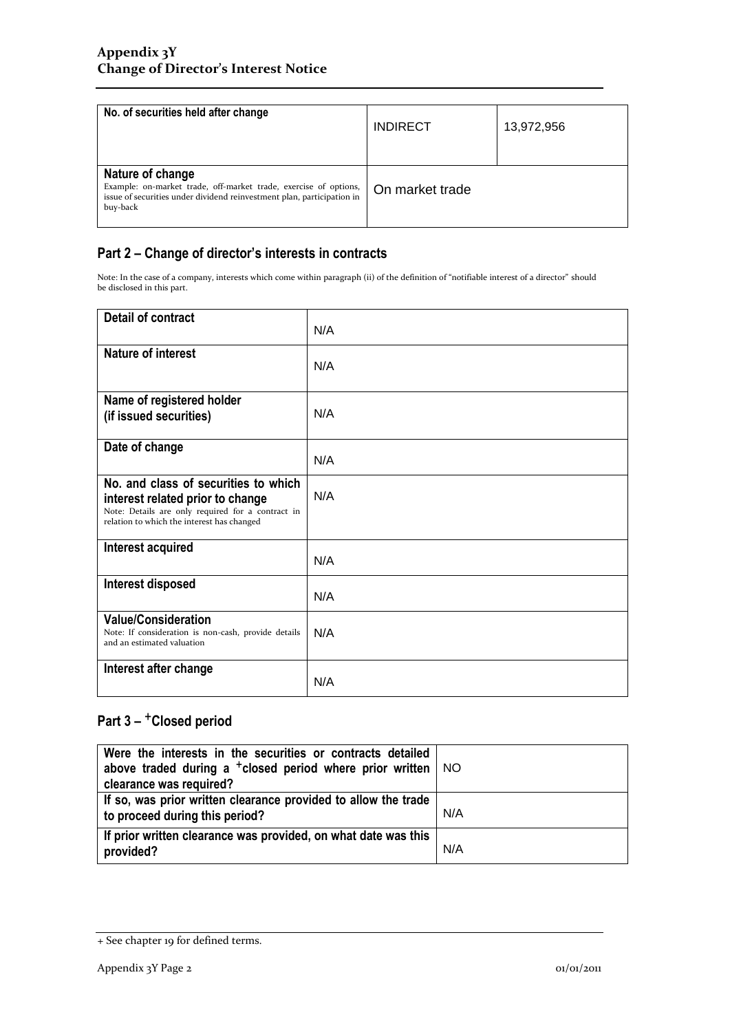| No. of securities held after change | INDIRECT | 13,972,956 |
|---|---|---|
| **Nature of change**<br>Example: on-market trade, off-market trade, exercise of options, issue of securities under dividend reinvestment plan, participation in buy-back | On market trade | |

## Part 2 – Change of director's interests in contracts

Note: In the case of a company, interests which come within paragraph (ii) of the definition of "notifiable interest of a director" should be disclosed in this part.

| | |
|---|---|
| **Detail of contract** | N/A |
| **Nature of interest** | N/A |
| **Name of registered holder (if issued securities)** | N/A |
| **Date of change** | N/A |
| **No. and class of securities to which interest related prior to change**<br>Note: Details are only required for a contract in relation to which the interest has changed | N/A |
| **Interest acquired** | N/A |
| **Interest disposed** | N/A |
| **Value/Consideration**<br>Note: If consideration is non-cash, provide details and an estimated valuation | N/A |
| **Interest after change** | N/A |

## Part 3 – +Closed period

| | |
|---|---|
| **Were the interests in the securities or contracts detailed above traded during a +closed period where prior written clearance was required?** | NO |
| **If so, was prior written clearance provided to allow the trade to proceed during this period?** | N/A |
| **If prior written clearance was provided, on what date was this provided?** | N/A |

+ See chapter 19 for defined terms.